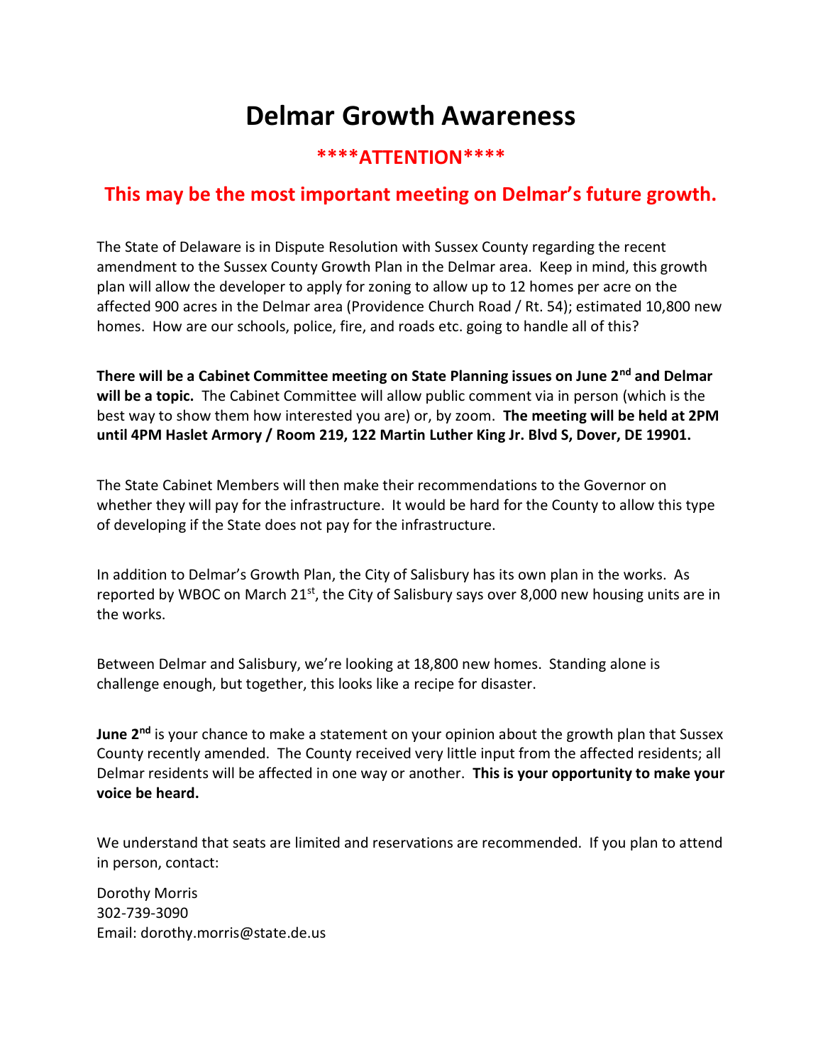# Delmar Growth Awareness

## ****ATTENTION****

## This may be the most important meeting on Delmar's future growth.

The State of Delaware is in Dispute Resolution with Sussex County regarding the recent amendment to the Sussex County Growth Plan in the Delmar area. Keep in mind, this growth plan will allow the developer to apply for zoning to allow up to 12 homes per acre on the affected 900 acres in the Delmar area (Providence Church Road / Rt. 54); estimated 10,800 new homes. How are our schools, police, fire, and roads etc. going to handle all of this?

**There will be a Cabinet Committee meeting on State Planning issues on June 2nd and Delmar will be a topic.** The Cabinet Committee will allow public comment via in person (which is the best way to show them how interested you are) or, by zoom. **The meeting will be held at 2PM until 4PM Haslet Armory / Room 219, 122 Martin Luther King Jr. Blvd S, Dover, DE 19901.**

The State Cabinet Members will then make their recommendations to the Governor on whether they will pay for the infrastructure. It would be hard for the County to allow this type of developing if the State does not pay for the infrastructure.

In addition to Delmar's Growth Plan, the City of Salisbury has its own plan in the works. As reported by WBOC on March 21st, the City of Salisbury says over 8,000 new housing units are in the works.

Between Delmar and Salisbury, we're looking at 18,800 new homes. Standing alone is challenge enough, but together, this looks like a recipe for disaster.

**June 2nd** is your chance to make a statement on your opinion about the growth plan that Sussex County recently amended. The County received very little input from the affected residents; all Delmar residents will be affected in one way or another. **This is your opportunity to make your voice be heard.**

We understand that seats are limited and reservations are recommended. If you plan to attend in person, contact:

Dorothy Morris
302-739-3090
Email: dorothy.morris@state.de.us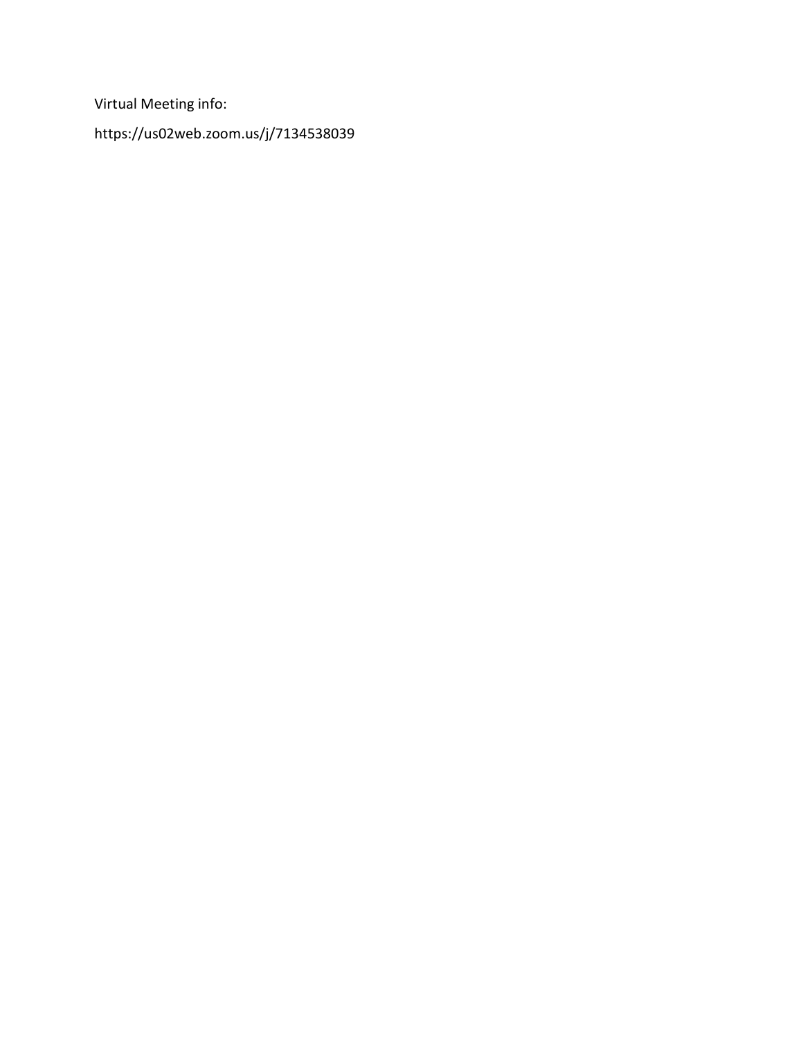Virtual Meeting info:

https://us02web.zoom.us/j/7134538039